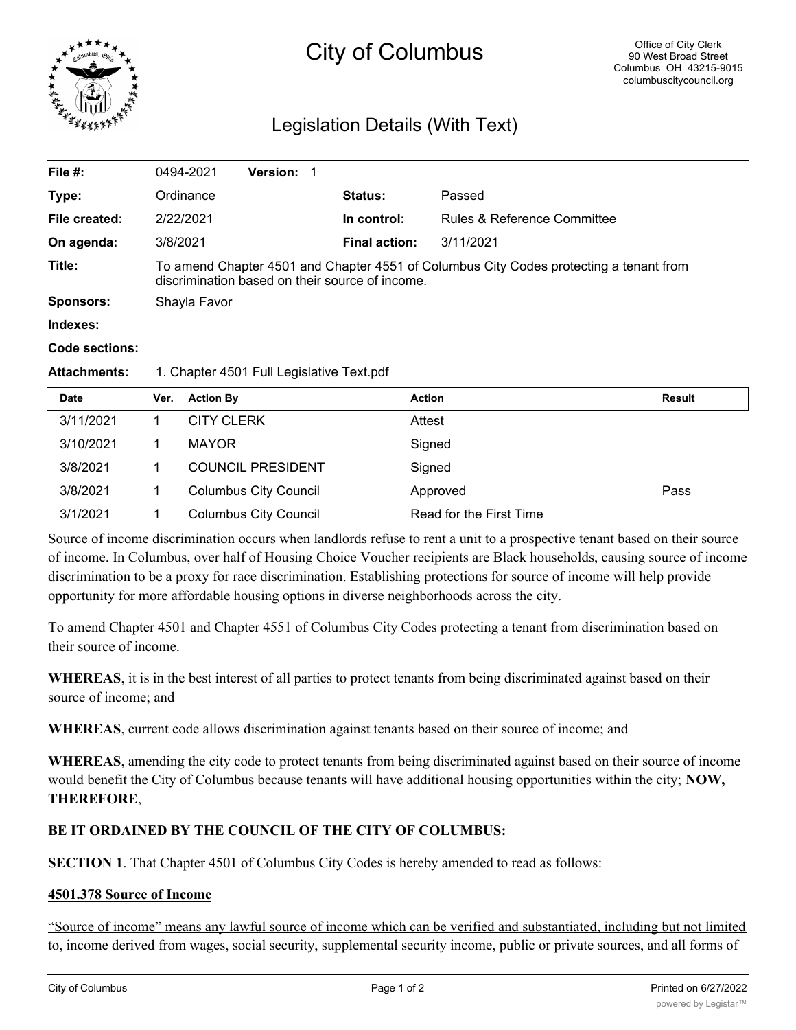# City of Columbus

Office of City Clerk
90 West Broad Street
Columbus OH 43215-9015
columbuscitycouncil.org

## Legislation Details (With Text)

| | | | |
|---|---|---|---|
| **File #:** | 0494-2021 **Version:** 1 | | |
| **Type:** | Ordinance | **Status:** | Passed |
| **File created:** | 2/22/2021 | **In control:** | Rules & Reference Committee |
| **On agenda:** | 3/8/2021 | **Final action:** | 3/11/2021 |
| **Title:** | To amend Chapter 4501 and Chapter 4551 of Columbus City Codes protecting a tenant from discrimination based on their source of income. | | |
| **Sponsors:** | Shayla Favor | | |
| **Indexes:** | | | |
| **Code sections:** | | | |
| **Attachments:** | 1. Chapter 4501 Full Legislative Text.pdf | | |

| Date | Ver. | Action By | Action | Result |
|---|---|---|---|---|
| 3/11/2021 | 1 | CITY CLERK | Attest | |
| 3/10/2021 | 1 | MAYOR | Signed | |
| 3/8/2021 | 1 | COUNCIL PRESIDENT | Signed | |
| 3/8/2021 | 1 | Columbus City Council | Approved | Pass |
| 3/1/2021 | 1 | Columbus City Council | Read for the First Time | |

Source of income discrimination occurs when landlords refuse to rent a unit to a prospective tenant based on their source of income. In Columbus, over half of Housing Choice Voucher recipients are Black households, causing source of income discrimination to be a proxy for race discrimination. Establishing protections for source of income will help provide opportunity for more affordable housing options in diverse neighborhoods across the city.

To amend Chapter 4501 and Chapter 4551 of Columbus City Codes protecting a tenant from discrimination based on their source of income.

**WHEREAS**, it is in the best interest of all parties to protect tenants from being discriminated against based on their source of income; and

**WHEREAS**, current code allows discrimination against tenants based on their source of income; and

**WHEREAS**, amending the city code to protect tenants from being discriminated against based on their source of income would benefit the City of Columbus because tenants will have additional housing opportunities within the city; **NOW, THEREFORE**,

**BE IT ORDAINED BY THE COUNCIL OF THE CITY OF COLUMBUS:**

**SECTION 1**. That Chapter 4501 of Columbus City Codes is hereby amended to read as follows:

<u>**4501.378 Source of Income**</u>

<u>"Source of income" means any lawful source of income which can be verified and substantiated, including but not limited to, income derived from wages, social security, supplemental security income, public or private sources, and all forms of</u>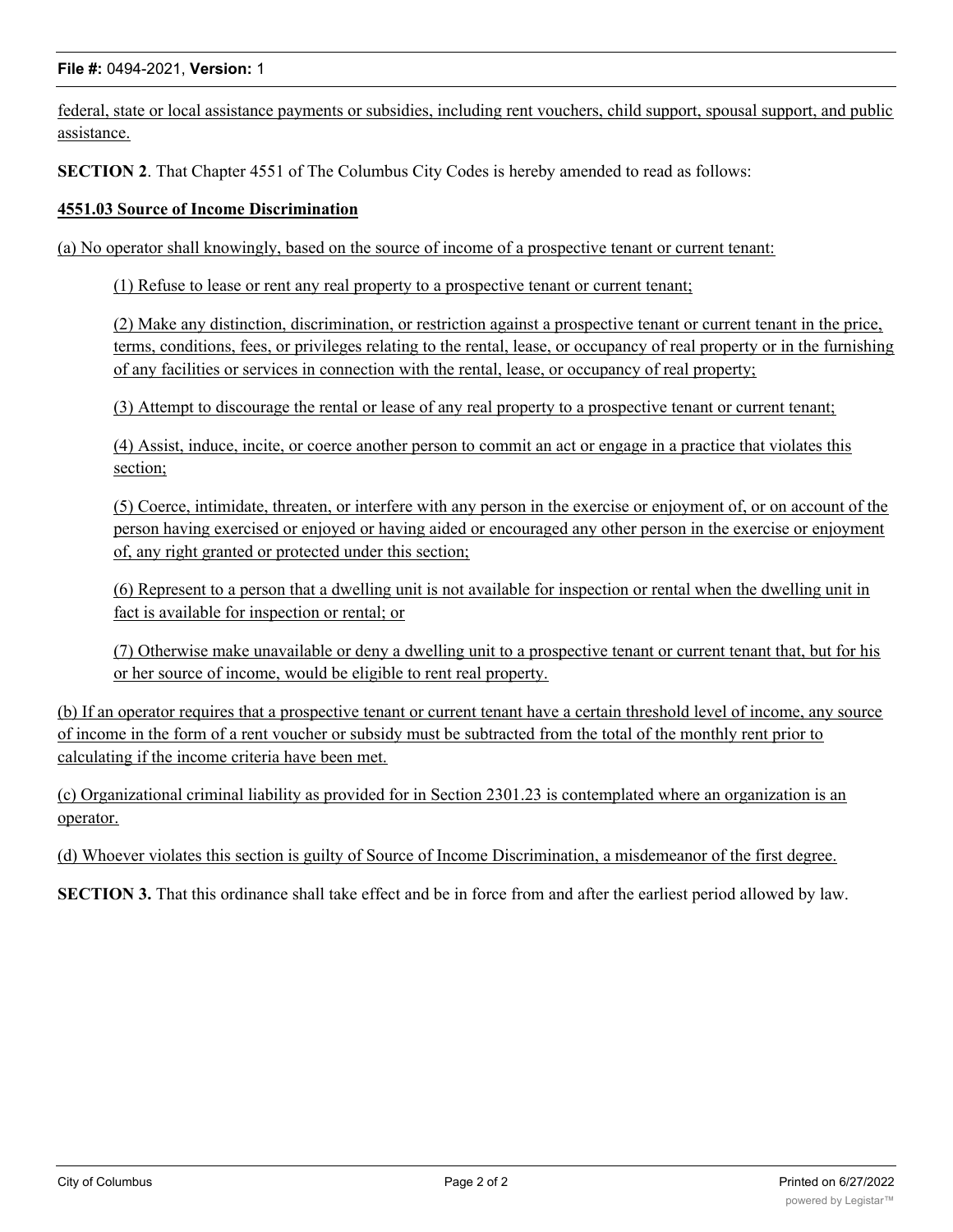federal, state or local assistance payments or subsidies, including rent vouchers, child support, spousal support, and public assistance.

**SECTION 2**. That Chapter 4551 of The Columbus City Codes is hereby amended to read as follows:

**4551.03 Source of Income Discrimination**

(a) No operator shall knowingly, based on the source of income of a prospective tenant or current tenant:

(1) Refuse to lease or rent any real property to a prospective tenant or current tenant;

(2) Make any distinction, discrimination, or restriction against a prospective tenant or current tenant in the price, terms, conditions, fees, or privileges relating to the rental, lease, or occupancy of real property or in the furnishing of any facilities or services in connection with the rental, lease, or occupancy of real property;

(3) Attempt to discourage the rental or lease of any real property to a prospective tenant or current tenant;

(4) Assist, induce, incite, or coerce another person to commit an act or engage in a practice that violates this section;

(5) Coerce, intimidate, threaten, or interfere with any person in the exercise or enjoyment of, or on account of the person having exercised or enjoyed or having aided or encouraged any other person in the exercise or enjoyment of, any right granted or protected under this section;

(6) Represent to a person that a dwelling unit is not available for inspection or rental when the dwelling unit in fact is available for inspection or rental; or

(7) Otherwise make unavailable or deny a dwelling unit to a prospective tenant or current tenant that, but for his or her source of income, would be eligible to rent real property.

(b) If an operator requires that a prospective tenant or current tenant have a certain threshold level of income, any source of income in the form of a rent voucher or subsidy must be subtracted from the total of the monthly rent prior to calculating if the income criteria have been met.

(c) Organizational criminal liability as provided for in Section 2301.23 is contemplated where an organization is an operator.

(d) Whoever violates this section is guilty of Source of Income Discrimination, a misdemeanor of the first degree.

**SECTION 3.** That this ordinance shall take effect and be in force from and after the earliest period allowed by law.